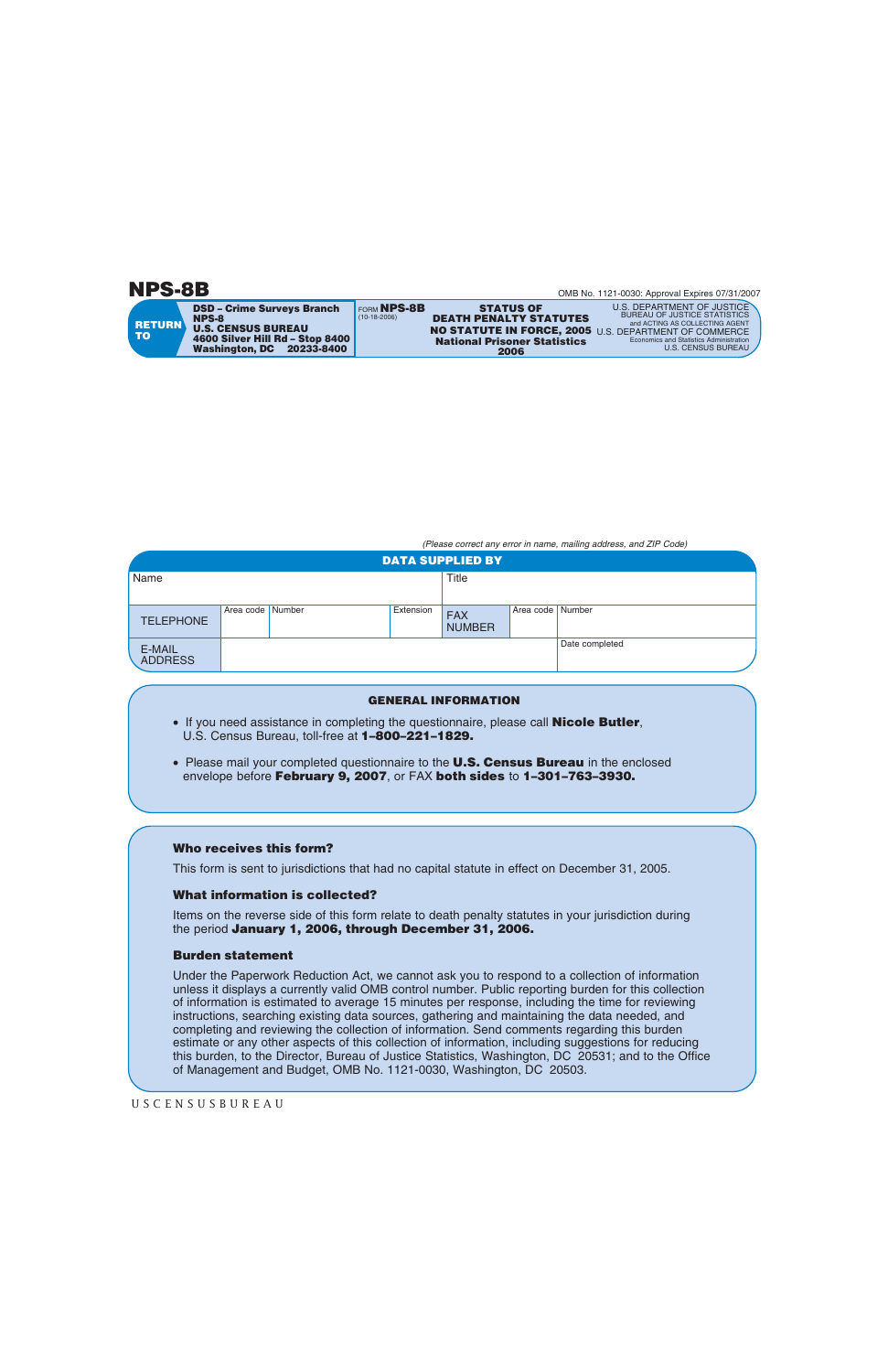# NPS-8B

OMB No. 1121-0030: Approval Expires 07/31/2007

| RETURN TO | FORM NPS-8B (10-18-2006) | | |
|---|---|---|---|
| **DSD – Crime Surveys Branch**<br>**NPS-8**<br>**U.S. CENSUS BUREAU**<br>**4600 Silver Hill Rd – Stop 8400**<br>**Washington, DC 20233-8400** | | **STATUS OF DEATH PENALTY STATUTES NO STATUTE IN FORCE, 2005**<br>**National Prisoner Statistics**<br>**2006** | U.S. DEPARTMENT OF JUSTICE<br>BUREAU OF JUSTICE STATISTICS<br>and ACTING AS COLLECTING AGENT<br>U.S. DEPARTMENT OF COMMERCE<br>Economics and Statistics Administration<br>U.S. CENSUS BUREAU |

*(Please correct any error in name, mailing address, and ZIP Code)*

| DATA SUPPLIED BY | | | | | | |
|---|---|---|---|---|---|---|
| Name | | | | Title | | |
| TELEPHONE | Area code | Number | Extension | FAX NUMBER | Area code | Number |
| E-MAIL ADDRESS | | | | | Date completed | |

## GENERAL INFORMATION

- If you need assistance in completing the questionnaire, please call **Nicole Butler**, U.S. Census Bureau, toll-free at **1–800–221–1829.**
- Please mail your completed questionnaire to the **U.S. Census Bureau** in the enclosed envelope before **February 9, 2007**, or FAX **both sides** to **1–301–763–3930.**

### Who receives this form?

This form is sent to jurisdictions that had no capital statute in effect on December 31, 2005.

### What information is collected?

Items on the reverse side of this form relate to death penalty statutes in your jurisdiction during the period **January 1, 2006, through December 31, 2006.**

### Burden statement

Under the Paperwork Reduction Act, we cannot ask you to respond to a collection of information unless it displays a currently valid OMB control number. Public reporting burden for this collection of information is estimated to average 15 minutes per response, including the time for reviewing instructions, searching existing data sources, gathering and maintaining the data needed, and completing and reviewing the collection of information. Send comments regarding this burden estimate or any other aspects of this collection of information, including suggestions for reducing this burden, to the Director, Bureau of Justice Statistics, Washington, DC 20531; and to the Office of Management and Budget, OMB No. 1121-0030, Washington, DC 20503.

USCENSUSBUREAU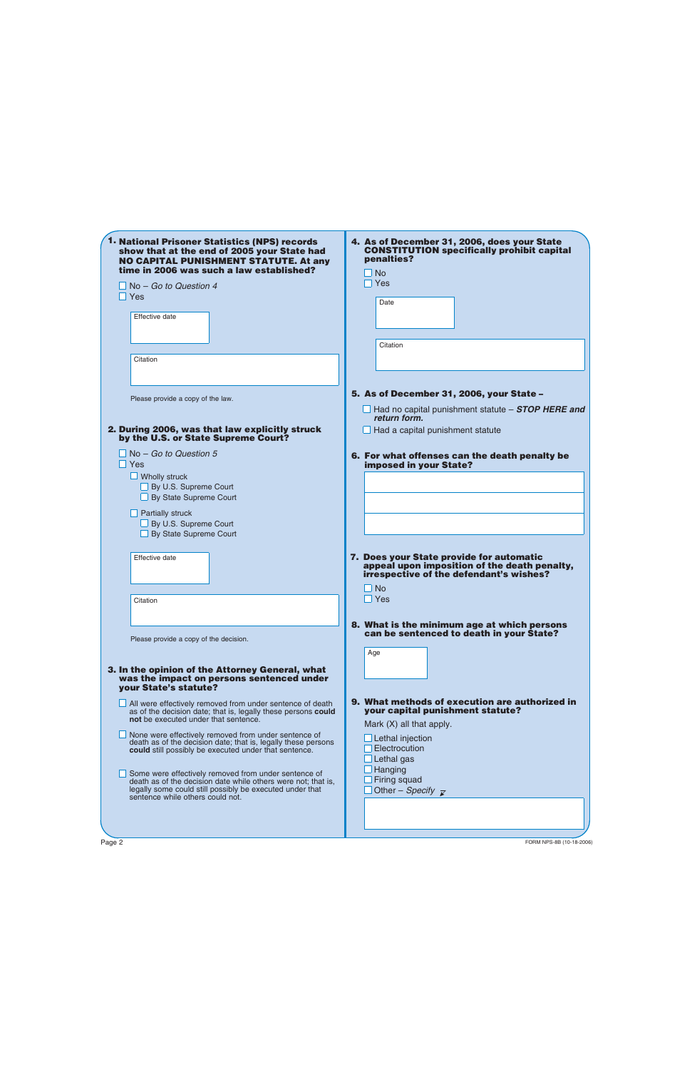**1. National Prisoner Statistics (NPS) records show that at the end of 2005 your State had NO CAPITAL PUNISHMENT STATUTE. At any time in 2006 was such a law established?**

- ☐ No – *Go to Question 4*
- ☐ Yes

Effective date

Citation

Please provide a copy of the law.

**2. During 2006, was that law explicitly struck by the U.S. or State Supreme Court?**

- ☐ No – *Go to Question 5*
- ☐ Yes
  - ☐ Wholly struck
    - ☐ By U.S. Supreme Court
    - ☐ By State Supreme Court
  - ☐ Partially struck
    - ☐ By U.S. Supreme Court
    - ☐ By State Supreme Court

Effective date

Citation

Please provide a copy of the decision.

**3. In the opinion of the Attorney General, what was the impact on persons sentenced under your State's statute?**

- ☐ All were effectively removed from under sentence of death as of the decision date; that is, legally these persons **could not** be executed under that sentence.
- ☐ None were effectively removed from under sentence of death as of the decision date; that is, legally these persons **could** still possibly be executed under that sentence.
- ☐ Some were effectively removed from under sentence of death as of the decision date while others were not; that is, legally some could still possibly be executed under that sentence while others could not.

**4. As of December 31, 2006, does your State CONSTITUTION specifically prohibit capital penalties?**

- ☐ No
- ☐ Yes

Date

Citation

**5. As of December 31, 2006, your State –**

- ☐ Had no capital punishment statute – ***STOP HERE and return form.***
- ☐ Had a capital punishment statute

**6. For what offenses can the death penalty be imposed in your State?**

**7. Does your State provide for automatic appeal upon imposition of the death penalty, irrespective of the defendant's wishes?**

- ☐ No
- ☐ Yes

**8. What is the minimum age at which persons can be sentenced to death in your State?**

Age

**9. What methods of execution are authorized in your capital punishment statute?**

Mark (X) all that apply.

- ☐ Lethal injection
- ☐ Electrocution
- ☐ Lethal gas
- ☐ Hanging
- ☐ Firing squad
- ☐ Other – *Specify*

FORM NPS-8B (10-18-2006)